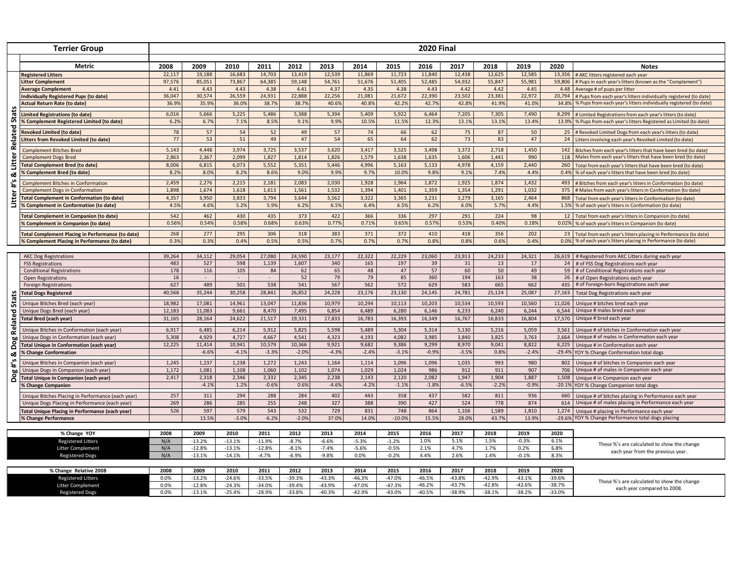# Terrier Group

## 2020 Final

### Litter #'s & Litter Related Stats

| Metric | 2008 | 2009 | 2010 | 2011 | 2012 | 2013 | 2014 | 2015 | 2016 | 2017 | 2018 | 2019 | 2020 | Notes |
|---|---|---|---|---|---|---|---|---|---|---|---|---|---|---|
| **Registered Litters** | 22,117 | 19,188 | 16,683 | 14,703 | 13,419 | 12,539 | 11,869 | 11,723 | 11,840 | 12,438 | 12,625 | 12,585 | 13,356 | # AKC litters registered each year |
| **Litter Complement** | 97,576 | 85,051 | 73,867 | 64,385 | 59,148 | 54,761 | 51,676 | 51,405 | 52,485 | 54,932 | 55,847 | 55,981 | 59,806 | # Pups in each year's litters (known as the "Complement") |
| **Average Complement** | 4.41 | 4.43 | 4.43 | 4.38 | 4.41 | 4.37 | 4.35 | 4.38 | 4.43 | 4.42 | 4.42 | 4.45 | 4.48 | Average # of pups per litter |
| **Individually Registered Pups (to date)** | 36,047 | 30,574 | 26,559 | 24,931 | 22,888 | 22,256 | 21,081 | 21,672 | 22,390 | 23,502 | 23,381 | 22,972 | 20,794 | # Pups from each year's litters individually registered (to date) |
| **Actual Return Rate (to date)** | 36.9% | 35.9% | 36.0% | 38.7% | 38.7% | 40.6% | 40.8% | 42.2% | 42.7% | 42.8% | 41.9% | 41.0% | 34.8% | % Pups from each year's litters individually registered (to date) |
| **Limited Registrations (to date)** | 6,016 | 5,666 | 5,225 | 5,486 | 5,388 | 5,394 | 5,409 | 5,922 | 6,464 | 7,205 | 7,305 | 7,490 | 8,299 | # Limited Registrations from each year's litters (to date) |
| **% Complement Registered Limited (to date)** | 6.2% | 6.7% | 7.1% | 8.5% | 9.1% | 9.9% | 10.5% | 11.5% | 12.3% | 13.1% | 13.1% | 13.4% | 13.9% | % Pups from each year's litters Registered as Limited (to date) |
| **Revoked Limited (to date)** | 78 | 57 | 54 | 52 | 49 | 57 | 74 | 66 | 62 | 75 | 87 | 50 | 25 | # Revoked Limited Dogs from each year's litters (to date) |
| **Litters from Revoked Limited (to date)** | 77 | 53 | 51 | 49 | 47 | 54 | 65 | 64 | 62 | 73 | 83 | 47 | 24 | Litters involving each year's Revoked Limited (to date) |
| Complement Bitches Bred | 5,143 | 4,448 | 3,974 | 3,725 | 3,537 | 3,620 | 3,417 | 3,525 | 3,498 | 3,372 | 2,718 | 1,450 | 142 | Bitches from each year's litters that have been bred (to date) |
| Complement Dogs Bred | 2,863 | 2,367 | 2,099 | 1,827 | 1,814 | 1,826 | 1,579 | 1,638 | 1,635 | 1,606 | 1,441 | 990 | 118 | Males from each year's litters that have been bred (to date) |
| **Total Complement Bred (to date)** | 8,006 | 6,815 | 6,073 | 5,552 | 5,351 | 5,446 | 4,996 | 5,163 | 5,133 | 4,978 | 4,159 | 2,440 | 260 | Total from each year's litters that have been bred (to date) |
| **% Complement Bred (to date)** | 8.2% | 8.0% | 8.2% | 8.6% | 9.0% | 9.9% | 9.7% | 10.0% | 9.8% | 9.1% | 7.4% | 4.4% | 0.4% | % of each year's litters that have been bred (to date) |
| Complement Bitches in Conformation | 2,459 | 2,276 | 2,215 | 2,181 | 2,083 | 2,030 | 1,928 | 1,964 | 1,872 | 1,925 | 1,874 | 1,432 | 493 | # Bitches from each year's litters in Conformation (to date) |
| Complement Dogs in Conformation | 1,898 | 1,674 | 1,618 | 1,613 | 1,561 | 1,532 | 1,394 | 1,401 | 1,359 | 1,354 | 1,291 | 1,032 | 375 | # Males from each year's litters in Conformation (to date) |
| **Total Complement in Conformation (to date)** | 4,357 | 3,950 | 3,833 | 3,794 | 3,644 | 3,562 | 3,322 | 3,365 | 3,231 | 3,279 | 3,165 | 2,464 | 868 | Total from each year's litters in Conformation (to date) |
| **% Complement in Conformation (to date)** | 4.5% | 4.6% | 5.2% | 5.9% | 6.2% | 6.5% | 6.4% | 6.5% | 6.2% | 6.0% | 5.7% | 4.4% | 1.5% | % of each year's litters in Conformation (to date) |
| **Total Complement in Companion (to date)** | 542 | 462 | 430 | 435 | 373 | 422 | 366 | 336 | 297 | 291 | 224 | 98 | 12 | Total from each year's litters in Companion (to date) |
| **% Complement in Companion (to date)** | 0.56% | 0.54% | 0.58% | 0.68% | 0.63% | 0.77% | 0.71% | 0.65% | 0.57% | 0.53% | 0.40% | 0.18% | 0.02% | % of each year's litters in Companion (to date) |
| **Total Complement Placing in Performance (to date)** | 268 | 277 | 295 | 306 | 318 | 383 | 371 | 372 | 410 | 418 | 356 | 202 | 23 | Total from each year's litters placing in Performance (to date) |
| **% Complement Placing in Performance (to date)** | 0.3% | 0.3% | 0.4% | 0.5% | 0.5% | 0.7% | 0.7% | 0.7% | 0.8% | 0.8% | 0.6% | 0.4% | 0.0% | % of each year's litters placing in Performance (to date) |

### Dog #'s & Dog Related Stats

| Metric | 2008 | 2009 | 2010 | 2011 | 2012 | 2013 | 2014 | 2015 | 2016 | 2017 | 2018 | 2019 | 2020 | Notes |
|---|---|---|---|---|---|---|---|---|---|---|---|---|---|---|
| AKC Dog Registrations | 39,264 | 34,112 | 29,054 | 27,080 | 24,590 | 23,177 | 22,322 | 22,229 | 23,060 | 23,913 | 24,233 | 24,321 | 26,619 | # Registered from AKC Litters during each year |
| FSS Registrations | 483 | 527 | 598 | 1,139 | 1,607 | 340 | 165 | 197 | 39 | 31 | 13 | 17 | 24 | # of FSS Dog Registrations each year |
| Conditional Registrations | 178 | 116 | 105 | 84 | 62 | 65 | 48 | 47 | 57 | 60 | 50 | 49 | 59 | # of Conditional Registrations each year |
| Open Registrations | 16 | - | - | - | 52 | 79 | 79 | 85 | 360 | 194 | 163 | 38 | 26 | # of Open Registrations each year |
| Foreign Registrations | 627 | 489 | 501 | 538 | 541 | 567 | 562 | 572 | 629 | 583 | 665 | 662 | 435 | # of Foreign-born Registrations each year |
| **Total Dogs Registered** | 40,568 | 35,244 | 30,258 | 28,841 | 26,852 | 24,228 | 23,176 | 23,130 | 24,145 | 24,781 | 25,124 | 25,087 | 27,163 | Total Dog Registrations each year |
| Unique Bitches Bred (each year) | 18,982 | 17,081 | 14,961 | 13,047 | 11,836 | 10,979 | 10,294 | 10,113 | 10,203 | 10,534 | 10,593 | 10,560 | 11,026 | Unique # bitches bred each year |
| Unique Dogs Bred (each year) | 12,183 | 11,083 | 9,661 | 8,470 | 7,495 | 6,854 | 6,489 | 6,280 | 6,146 | 6,233 | 6,240 | 6,244 | 6,544 | Unique # males bred each year |
| **Total Bred (each year)** | 31,165 | 28,164 | 24,622 | 21,517 | 19,331 | 17,833 | 16,783 | 16,393 | 16,349 | 16,767 | 16,833 | 16,804 | 17,570 | Unique # bred each year |
| Unique Bitches in Conformation (each year) | 6,917 | 6,485 | 6,214 | 5,912 | 5,825 | 5,598 | 5,489 | 5,304 | 5,314 | 5,130 | 5,216 | 5,059 | 3,561 | Unique # of bitches in Conformation each year |
| Unique Dogs in Conformation (each year) | 5,308 | 4,929 | 4,727 | 4,667 | 4,541 | 4,323 | 4,193 | 4,082 | 3,985 | 3,840 | 3,825 | 3,763 | 2,664 | Unique # of males in Conformation each year |
| **Total Unique in Conformation (each year)** | 12,225 | 11,414 | 10,941 | 10,579 | 10,366 | 9,921 | 9,682 | 9,386 | 9,299 | 8,970 | 9,041 | 8,822 | 6,225 | Unique # in Conformation each year |
| **% Change Conformation** | | -6.6% | -4.1% | -3.3% | -2.0% | -4.3% | -2.4% | -3.1% | -0.9% | -3.5% | 0.8% | -2.4% | -29.4% | YOY % Change Conformation total dogs |
| Unique Bitches in Companion (each year) | 1,245 | 1,237 | 1,238 | 1,272 | 1,243 | 1,164 | 1,114 | 1,096 | 1,096 | 1,035 | 993 | 980 | 802 | Unique # of bitches in Companion each year |
| Unique Dogs in Companion (each year) | 1,172 | 1,081 | 1,108 | 1,060 | 1,102 | 1,074 | 1,029 | 1,024 | 986 | 912 | 911 | 907 | 706 | Unique # of males in Companion each year |
| **Total Unique in Companion (each year)** | 2,417 | 2,318 | 2,346 | 2,332 | 2,345 | 2,238 | 2,143 | 2,120 | 2,082 | 1,947 | 1,904 | 1,887 | 1,508 | Unique # in Companion each year |
| **% Change Companion** | | -4.1% | 1.2% | -0.6% | 0.6% | -4.6% | -4.2% | -1.1% | -1.8% | -6.5% | -2.2% | -0.9% | -20.1% | YOY % Change Companion total dogs |
| Unique Bitches Placing in Performance (each year) | 257 | 311 | 294 | 288 | 284 | 402 | 443 | 358 | 437 | 582 | 811 | 936 | 660 | Unique # of bitches placing in Performance each year |
| Unique Dogs Placing in Performance (each year) | 269 | 286 | 285 | 255 | 248 | 327 | 388 | 390 | 427 | 524 | 778 | 874 | 614 | Unique # of males placing in Performance each year |
| **Total Unique Placing in Performance (each year)** | 526 | 597 | 579 | 543 | 532 | 729 | 831 | 748 | 864 | 1,106 | 1,589 | 1,810 | 1,274 | Unique # placing in Performance each year |
| **% Change Performance** | | 13.5% | -3.0% | -6.2% | -2.0% | 37.0% | 14.0% | -10.0% | 15.5% | 28.0% | 43.7% | 13.9% | -29.6% | YOY % Change Performance total dogs placing |

| % Change YOY | 2008 | 2009 | 2010 | 2011 | 2012 | 2013 | 2014 | 2015 | 2016 | 2017 | 2018 | 2019 | 2020 | |
|---|---|---|---|---|---|---|---|---|---|---|---|---|---|---|
| Registered Litters | N/A | -13.2% | -13.1% | -11.9% | -8.7% | -6.6% | -5.3% | -1.2% | 1.0% | 5.1% | 1.5% | -0.3% | 6.1% | These %'s are calculated to show the change each year from the previous year. |
| Litter Complement | N/A | -12.8% | -13.1% | -12.8% | -8.1% | -7.4% | -5.6% | -0.5% | 2.1% | 4.7% | 1.7% | 0.2% | 6.8% | |
| Registered Dogs | N/A | -13.1% | -14.1% | -4.7% | -6.9% | -9.8% | 0.0% | -0.2% | 4.4% | 2.6% | 1.4% | -0.1% | 8.3% | |

| % Change Relative 2008 | 2008 | 2009 | 2010 | 2011 | 2012 | 2013 | 2014 | 2015 | 2016 | 2017 | 2018 | 2019 | 2020 | |
|---|---|---|---|---|---|---|---|---|---|---|---|---|---|---|
| Registered Litters | 0.0% | -13.2% | -24.6% | -33.5% | -39.3% | -43.3% | -46.3% | -47.0% | -46.5% | -43.8% | -42.9% | -43.1% | -39.6% | These %'s are calculated to show the change each year compared to 2008. |
| Litter Complement | 0.0% | -12.8% | -24.3% | -34.0% | -39.4% | -43.9% | -47.0% | -47.3% | -46.2% | -43.7% | -42.8% | -42.6% | -38.7% | |
| Registered Dogs | 0.0% | -13.1% | -25.4% | -28.9% | -33.8% | -40.3% | -42.9% | -43.0% | -40.5% | -38.9% | -38.1% | -38.2% | -33.0% | |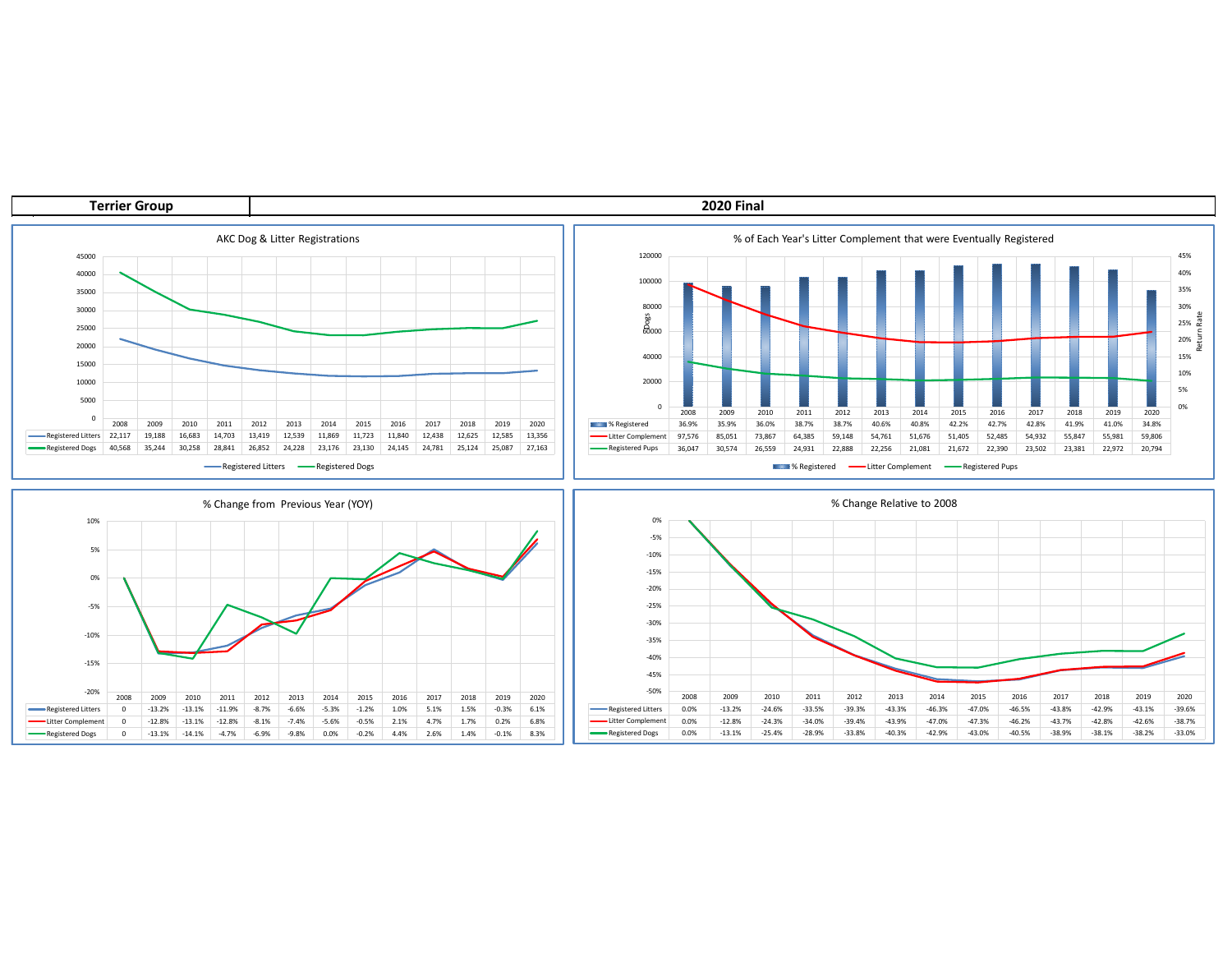| Terrier Group | 2020 Final |
|---|---|

## AKC Dog & Litter Registrations

| | 2008 | 2009 | 2010 | 2011 | 2012 | 2013 | 2014 | 2015 | 2016 | 2017 | 2018 | 2019 | 2020 |
|---|---|---|---|---|---|---|---|---|---|---|---|---|---|
| Registered Litters | 22,117 | 19,188 | 16,683 | 14,703 | 13,419 | 12,539 | 11,869 | 11,723 | 11,840 | 12,438 | 12,625 | 12,585 | 13,356 |
| Registered Dogs | 40,568 | 35,244 | 30,258 | 28,841 | 26,852 | 24,228 | 23,176 | 23,130 | 24,145 | 24,781 | 25,124 | 25,087 | 27,163 |

## % of Each Year's Litter Complement that were Eventually Registered

| | 2008 | 2009 | 2010 | 2011 | 2012 | 2013 | 2014 | 2015 | 2016 | 2017 | 2018 | 2019 | 2020 |
|---|---|---|---|---|---|---|---|---|---|---|---|---|---|
| % Registered | 36.9% | 35.9% | 36.0% | 38.7% | 38.7% | 40.6% | 40.8% | 42.2% | 42.7% | 42.8% | 41.9% | 41.0% | 34.8% |
| Litter Complement | 97,576 | 85,051 | 73,867 | 64,385 | 59,148 | 54,761 | 51,676 | 51,405 | 52,485 | 54,932 | 55,847 | 55,981 | 59,806 |
| Registered Pups | 36,047 | 30,574 | 26,559 | 24,931 | 22,888 | 22,256 | 21,081 | 21,672 | 22,390 | 23,502 | 23,381 | 22,972 | 20,794 |

## % Change from Previous Year (YOY)

| | 2008 | 2009 | 2010 | 2011 | 2012 | 2013 | 2014 | 2015 | 2016 | 2017 | 2018 | 2019 | 2020 |
|---|---|---|---|---|---|---|---|---|---|---|---|---|---|
| Registered Litters | 0 | -13.2% | -13.1% | -11.9% | -8.7% | -6.6% | -5.3% | -1.2% | 1.0% | 5.1% | 1.5% | -0.3% | 6.1% |
| Litter Complement | 0 | -12.8% | -13.1% | -12.8% | -8.1% | -7.4% | -5.6% | -0.5% | 2.1% | 4.7% | 1.7% | 0.2% | 6.8% |
| Registered Dogs | 0 | -13.1% | -14.1% | -4.7% | -6.9% | -9.8% | 0.0% | -0.2% | 4.4% | 2.6% | 1.4% | -0.1% | 8.3% |

## % Change Relative to 2008

| | 2008 | 2009 | 2010 | 2011 | 2012 | 2013 | 2014 | 2015 | 2016 | 2017 | 2018 | 2019 | 2020 |
|---|---|---|---|---|---|---|---|---|---|---|---|---|---|
| Registered Litters | 0.0% | -13.2% | -24.6% | -33.5% | -39.3% | -43.3% | -46.3% | -47.0% | -46.5% | -43.8% | -42.9% | -43.1% | -39.6% |
| Litter Complement | 0.0% | -12.8% | -24.3% | -34.0% | -39.4% | -43.9% | -47.0% | -47.3% | -46.2% | -43.7% | -42.8% | -42.6% | -38.7% |
| Registered Dogs | 0.0% | -13.1% | -25.4% | -28.9% | -33.8% | -40.3% | -42.9% | -43.0% | -40.5% | -38.9% | -38.1% | -38.2% | -33.0% |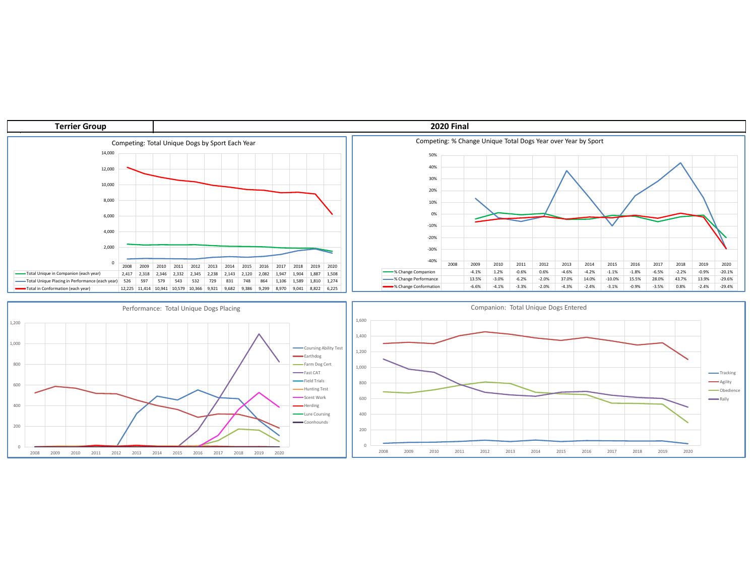| Terrier Group | 2020 Final |
|---|---|

## Competing: Total Unique Dogs by Sport Each Year

| | 2008 | 2009 | 2010 | 2011 | 2012 | 2013 | 2014 | 2015 | 2016 | 2017 | 2018 | 2019 | 2020 |
|---|---|---|---|---|---|---|---|---|---|---|---|---|---|
| Total Unique in Companion (each year) | 2,417 | 2,318 | 2,346 | 2,332 | 2,345 | 2,238 | 2,143 | 2,120 | 2,082 | 1,947 | 1,904 | 1,887 | 1,508 |
| Total Unique Placing in Performance (each year) | 526 | 597 | 579 | 543 | 532 | 729 | 831 | 748 | 864 | 1,106 | 1,589 | 1,810 | 1,274 |
| Total in Conformation (each year) | 12,225 | 11,414 | 10,941 | 10,579 | 10,366 | 9,921 | 9,682 | 9,386 | 9,299 | 8,970 | 9,041 | 8,822 | 6,225 |

## Competing: % Change Unique Total Dogs Year over Year by Sport

| | 2008 | 2009 | 2010 | 2011 | 2012 | 2013 | 2014 | 2015 | 2016 | 2017 | 2018 | 2019 | 2020 |
|---|---|---|---|---|---|---|---|---|---|---|---|---|---|
| % Change Companion | | -4.1% | 1.2% | -0.6% | 0.6% | -4.6% | -4.2% | -1.1% | -1.8% | -6.5% | -2.2% | -0.9% | -20.1% |
| % Change Performance | | 13.5% | -3.0% | -6.2% | -2.0% | 37.0% | 14.0% | -10.0% | 15.5% | 28.0% | 43.7% | 13.9% | -29.6% |
| % Change Conformation | | -6.6% | -4.1% | -3.3% | -2.0% | -4.3% | -2.4% | -3.1% | -0.9% | -3.5% | 0.8% | -2.4% | -29.4% |

## Performance: Total Unique Dogs Placing

Legend: Coursing Ability Test, Earthdog, Farm Dog Cert, Fast CAT, Field Trials, Hunting Test, Scent Work, Herding, Lure Coursing, Coonhounds

## Companion: Total Unique Dogs Entered

Legend: Tracking, Agility, Obedience, Rally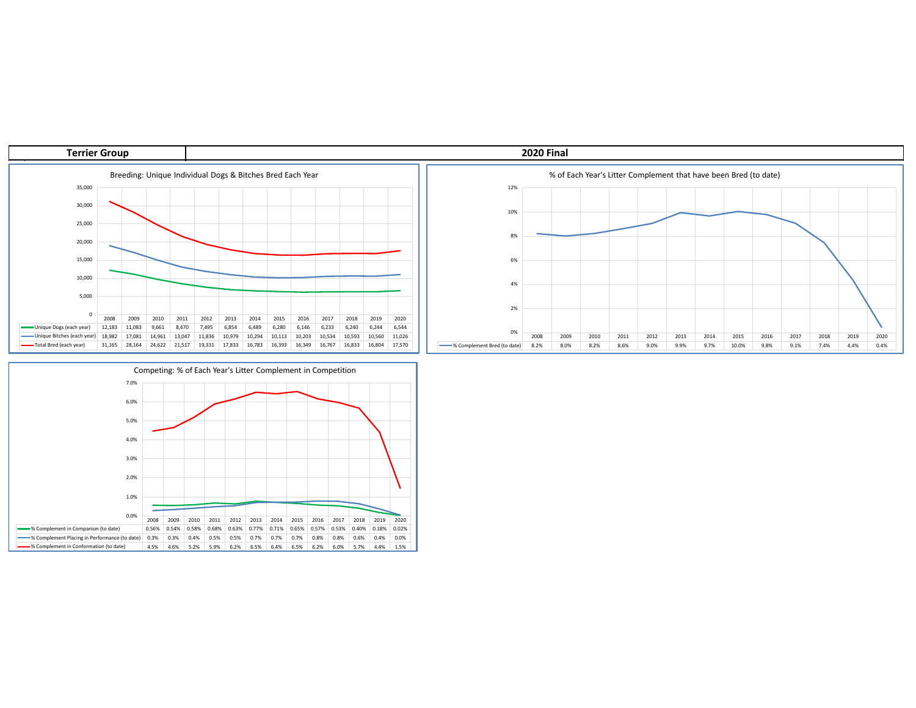**Terrier Group** | **2020 Final**

Breeding: Unique Individual Dogs & Bitches Bred Each Year

35,000
30,000
25,000
20,000
15,000
10,000
5,000
0

2008 2009 2010 2011 2012 2013 2014 2015 2016 2017 2018 2019 2020

Unique Dogs (each year) 12,183 11,083 9,661 8,470 7,495 6,854 6,489 6,280 6,146 6,233 6,240 6,244 6,544

Unique Bitches (each year) 18,982 17,081 14,961 13,047 11,836 10,979 10,294 10,113 10,203 10,534 10,593 10,560 11,026

Total Bred (each year) 31,165 28,164 24,622 21,517 19,331 17,833 16,783 16,393 16,349 16,767 16,833 16,804 17,570

% of Each Year's Litter Complement that have been Bred (to date)

12%
10%
8%
6%
4%
2%
0%

2008 2009 2010 2011 2012 2013 2014 2015 2016 2017 2018 2019 2020

% Complement Bred (to date) 8.2% 8.0% 8.2% 8.6% 9.0% 9.9% 9.7% 10.0% 9.8% 9.1% 7.4% 4.4% 0.4%

Competing: % of Each Year's Litter Complement in Competition

7.0%
6.0%
5.0%
4.0%
3.0%
2.0%
1.0%
0.0%

2008 2009 2010 2011 2012 2013 2014 2015 2016 2017 2018 2019 2020

% Complement in Companion (to date) 0.56% 0.54% 0.58% 0.68% 0.63% 0.77% 0.71% 0.65% 0.57% 0.53% 0.40% 0.18% 0.02%

% Complement Placing in Performance (to date) 0.3% 0.3% 0.4% 0.5% 0.5% 0.7% 0.7% 0.7% 0.8% 0.8% 0.6% 0.4% 0.0%

% Complement in Conformation (to date) 4.5% 4.6% 5.2% 5.9% 6.2% 6.5% 6.4% 6.5% 6.2% 6.0% 5.7% 4.4% 1.5%